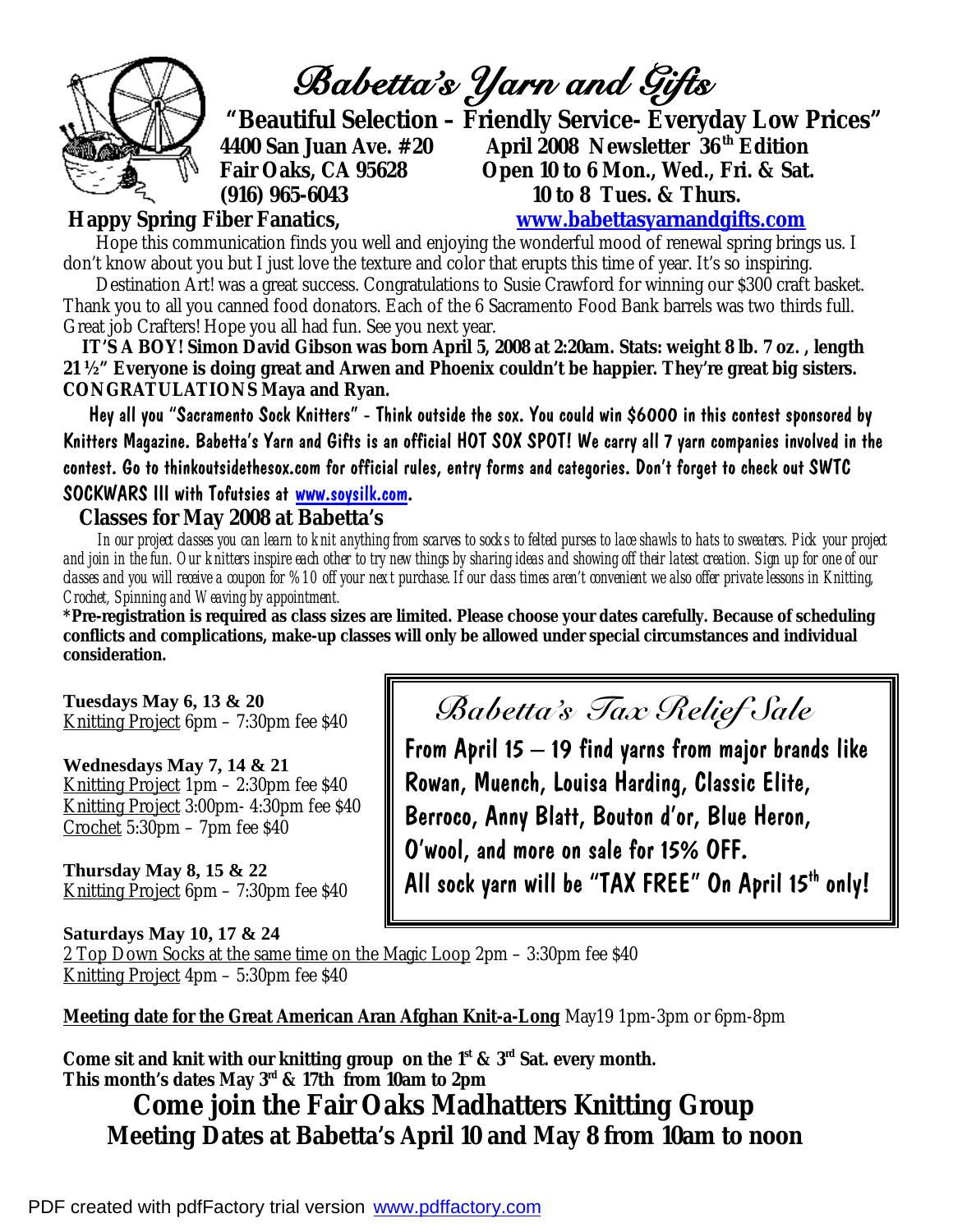# Babetta's Yarn and Gifts

**"Beautiful Selection – Friendly Service- Everyday Low Prices"**

**4400 San Juan Ave. #20**
**Fair Oaks, CA 95628**
**(916) 965-6043**

**April 2008 Newsletter 36th Edition**
**Open 10 to 6 Mon., Wed., Fri. & Sat.**
**10 to 8 Tues. & Thurs.**
**www.babettasyarnandgifts.com**

**Happy Spring Fiber Fanatics,**

Hope this communication finds you well and enjoying the wonderful mood of renewal spring brings us. I don't know about you but I just love the texture and color that erupts this time of year. It's so inspiring.

Destination Art! was a great success. Congratulations to Susie Crawford for winning our $300 craft basket. Thank you to all you canned food donators. Each of the 6 Sacramento Food Bank barrels was two thirds full. Great job Crafters! Hope you all had fun. See you next year.

**IT'S A BOY! Simon David Gibson was born April 5, 2008 at 2:20am. Stats: weight 8 lb. 7 oz. , length 21 ½" Everyone is doing great and Arwen and Phoenix couldn't be happier. They're great big sisters. CONGRATULATIONS Maya and Ryan.**

Hey all you "Sacramento Sock Knitters" - Think outside the sox. You could win $6000 in this contest sponsored by Knitters Magazine. Babetta's Yarn and Gifts is an official HOT SOX SPOT! We carry all 7 yarn companies involved in the contest. Go to thinkoutsidethesox.com for official rules, entry forms and categories. Don't forget to check out SWTC SOCKWARS III with Tofutsies at www.soysilk.com.

## Classes for May 2008 at Babetta's

*In our project classes you can learn to knit anything from scarves to socks to felted purses to lace shawls to hats to sweaters. Pick your project and join in the fun. Our knitters inspire each other to try new things by sharing ideas and showing off their latest creation. Sign up for one of our classes and you will receive a coupon for %10 off your next purchase. If our class times aren't convenient we also offer private lessons in Knitting, Crochet, Spinning and Weaving by appointment.*

**\*Pre-registration is required as class sizes are limited. Please choose your dates carefully. Because of scheduling conflicts and complications, make-up classes will only be allowed under special circumstances and individual consideration.**

**Tuesdays May 6, 13 & 20**
Knitting Project 6pm – 7:30pm fee $40

**Wednesdays May 7, 14 & 21**
Knitting Project 1pm – 2:30pm fee $40
Knitting Project 3:00pm- 4:30pm fee $40
Crochet 5:30pm – 7pm fee $40

**Thursday May 8, 15 & 22**
Knitting Project 6pm – 7:30pm fee $40

**Saturdays May 10, 17 & 24**
2 Top Down Socks at the same time on the Magic Loop 2pm – 3:30pm fee $40
Knitting Project 4pm – 5:30pm fee $40

## Babetta's Tax Relief Sale

From April 15 – 19 find yarns from major brands like Rowan, Muench, Louisa Harding, Classic Elite, Berroco, Anny Blatt, Bouton d'or, Blue Heron, O'wool, and more on sale for 15% OFF.
All sock yarn will be "TAX FREE" On April 15th only!

**Meeting date for the Great American Aran Afghan Knit-a-Long** May19 1pm-3pm or 6pm-8pm

**Come sit and knit with our knitting group on the 1st & 3rd Sat. every month.**
**This month's dates May 3rd & 17th from 10am to 2pm**

## Come join the Fair Oaks Madhatters Knitting Group
## Meeting Dates at Babetta's April 10 and May 8 from 10am to noon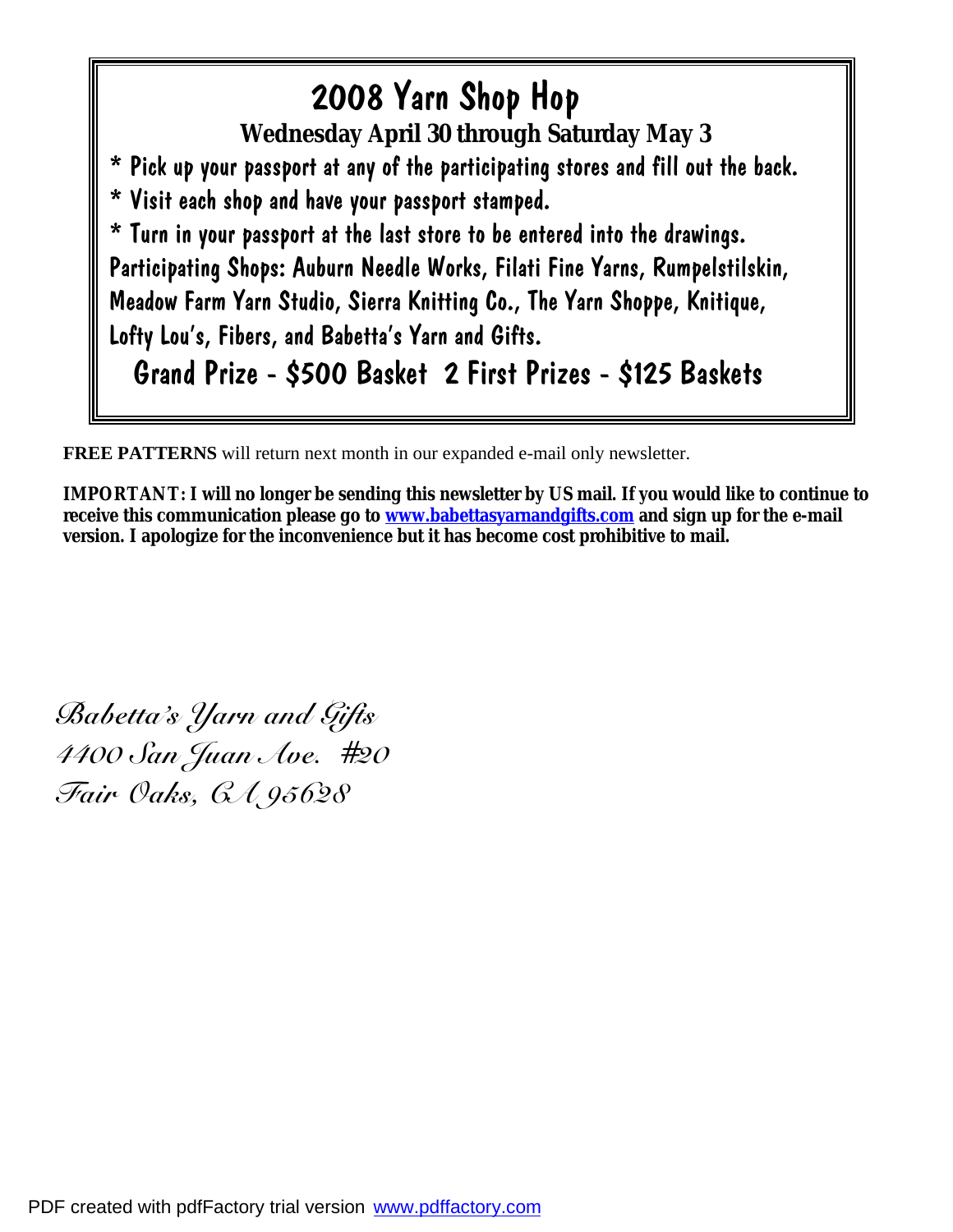# 2008 Yarn Shop Hop

**Wednesday April 30 through Saturday May 3**

* Pick up your passport at any of the participating stores and fill out the back.
* Visit each shop and have your passport stamped.
* Turn in your passport at the last store to be entered into the drawings.

Participating Shops: Auburn Needle Works, Filati Fine Yarns, Rumpelstilskin, Meadow Farm Yarn Studio, Sierra Knitting Co., The Yarn Shoppe, Knitique, Lofty Lou's, Fibers, and Babetta's Yarn and Gifts.

Grand Prize - $500 Basket 2 First Prizes - $125 Baskets

**FREE PATTERNS** will return next month in our expanded e-mail only newsletter.

**IMPORTANT: I will no longer be sending this newsletter by US mail. If you would like to continue to receive this communication please go to [www.babettasyarnandgifts.com](http://www.babettasyarnandgifts.com) and sign up for the e-mail version. I apologize for the inconvenience but it has become cost prohibitive to mail.**

*Babetta's Yarn and Gifts*
*4400 San Juan Ave. #20*
*Fair Oaks, CA 95628*

PDF created with pdfFactory trial version www.pdffactory.com